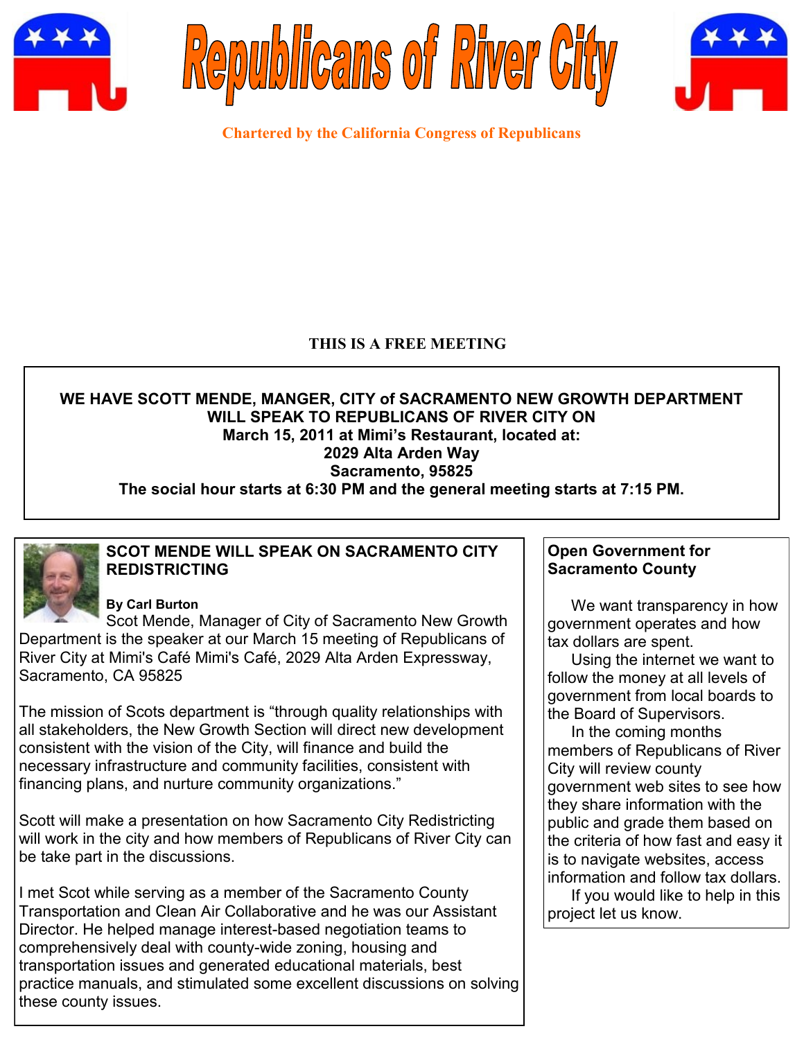# Republicans of River City

**Chartered by the California Congress of Republicans**

**THIS IS A FREE MEETING**

**WE HAVE SCOTT MENDE, MANGER, CITY of SACRAMENTO NEW GROWTH DEPARTMENT WILL SPEAK TO REPUBLICANS OF RIVER CITY ON March 15, 2011 at Mimi's Restaurant, located at: 2029 Alta Arden Way Sacramento, 95825**
**The social hour starts at 6:30 PM and the general meeting starts at 7:15 PM.**

## SCOT MENDE WILL SPEAK ON SACRAMENTO CITY REDISTRICTING

**By Carl Burton**

Scot Mende, Manager of City of Sacramento New Growth Department is the speaker at our March 15 meeting of Republicans of River City at Mimi's Café Mimi's Café, 2029 Alta Arden Expressway, Sacramento, CA 95825

The mission of Scots department is "through quality relationships with all stakeholders, the New Growth Section will direct new development consistent with the vision of the City, will finance and build the necessary infrastructure and community facilities, consistent with financing plans, and nurture community organizations."

Scott will make a presentation on how Sacramento City Redistricting will work in the city and how members of Republicans of River City can be take part in the discussions.

I met Scot while serving as a member of the Sacramento County Transportation and Clean Air Collaborative and he was our Assistant Director. He helped manage interest-based negotiation teams to comprehensively deal with county-wide zoning, housing and transportation issues and generated educational materials, best practice manuals, and stimulated some excellent discussions on solving these county issues.

## Open Government for Sacramento County

We want transparency in how government operates and how tax dollars are spent.

Using the internet we want to follow the money at all levels of government from local boards to the Board of Supervisors.

In the coming months members of Republicans of River City will review county government web sites to see how they share information with the public and grade them based on the criteria of how fast and easy it is to navigate websites, access information and follow tax dollars.

If you would like to help in this project let us know.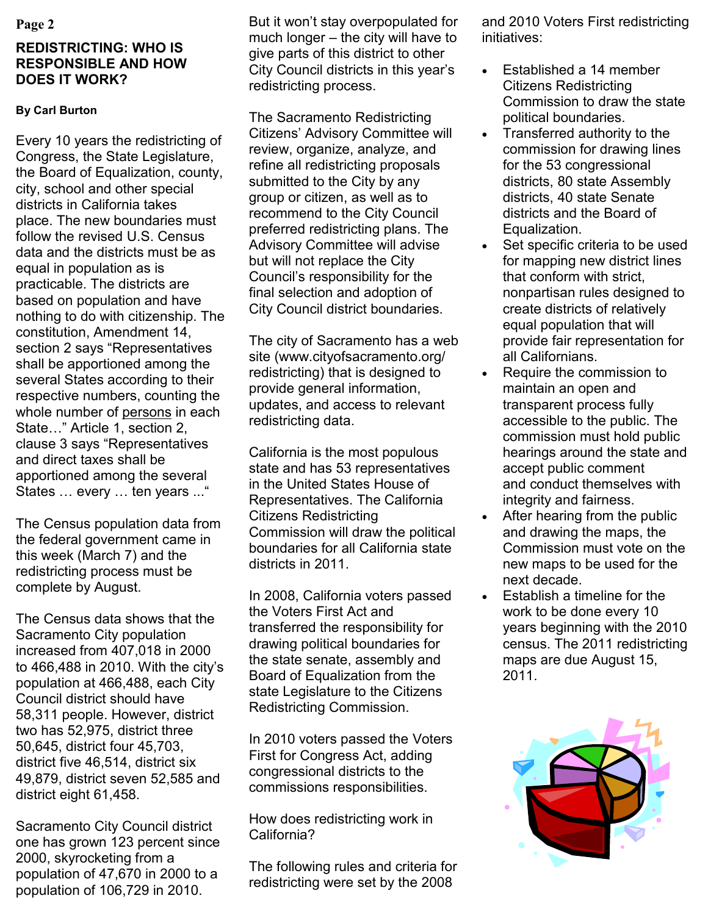## REDISTRICTING: WHO IS RESPONSIBLE AND HOW DOES IT WORK?

**By Carl Burton**

Every 10 years the redistricting of Congress, the State Legislature, the Board of Equalization, county, city, school and other special districts in California takes place. The new boundaries must follow the revised U.S. Census data and the districts must be as equal in population as is practicable. The districts are based on population and have nothing to do with citizenship. The constitution, Amendment 14, section 2 says "Representatives shall be apportioned among the several States according to their respective numbers, counting the whole number of persons in each State…" Article 1, section 2, clause 3 says "Representatives and direct taxes shall be apportioned among the several States … every … ten years ..."

The Census population data from the federal government came in this week (March 7) and the redistricting process must be complete by August.

The Census data shows that the Sacramento City population increased from 407,018 in 2000 to 466,488 in 2010. With the city's population at 466,488, each City Council district should have 58,311 people. However, district two has 52,975, district three 50,645, district four 45,703, district five 46,514, district six 49,879, district seven 52,585 and district eight 61,458.

Sacramento City Council district one has grown 123 percent since 2000, skyrocketing from a population of 47,670 in 2000 to a population of 106,729 in 2010. But it won't stay overpopulated for much longer – the city will have to give parts of this district to other City Council districts in this year's redistricting process.

The Sacramento Redistricting Citizens' Advisory Committee will review, organize, analyze, and refine all redistricting proposals submitted to the City by any group or citizen, as well as to recommend to the City Council preferred redistricting plans. The Advisory Committee will advise but will not replace the City Council's responsibility for the final selection and adoption of City Council district boundaries.

The city of Sacramento has a web site (www.cityofsacramento.org/redistricting) that is designed to provide general information, updates, and access to relevant redistricting data.

California is the most populous state and has 53 representatives in the United States House of Representatives. The California Citizens Redistricting Commission will draw the political boundaries for all California state districts in 2011.

In 2008, California voters passed the Voters First Act and transferred the responsibility for drawing political boundaries for the state senate, assembly and Board of Equalization from the state Legislature to the Citizens Redistricting Commission.

In 2010 voters passed the Voters First for Congress Act, adding congressional districts to the commissions responsibilities.

How does redistricting work in California?

The following rules and criteria for redistricting were set by the 2008 and 2010 Voters First redistricting initiatives:

- Established a 14 member Citizens Redistricting Commission to draw the state political boundaries.
- Transferred authority to the commission for drawing lines for the 53 congressional districts, 80 state Assembly districts, 40 state Senate districts and the Board of Equalization.
- Set specific criteria to be used for mapping new district lines that conform with strict, nonpartisan rules designed to create districts of relatively equal population that will provide fair representation for all Californians.
- Require the commission to maintain an open and transparent process fully accessible to the public. The commission must hold public hearings around the state and accept public comment and conduct themselves with integrity and fairness.
- After hearing from the public and drawing the maps, the Commission must vote on the new maps to be used for the next decade.
- Establish a timeline for the work to be done every 10 years beginning with the 2010 census. The 2011 redistricting maps are due August 15, 2011.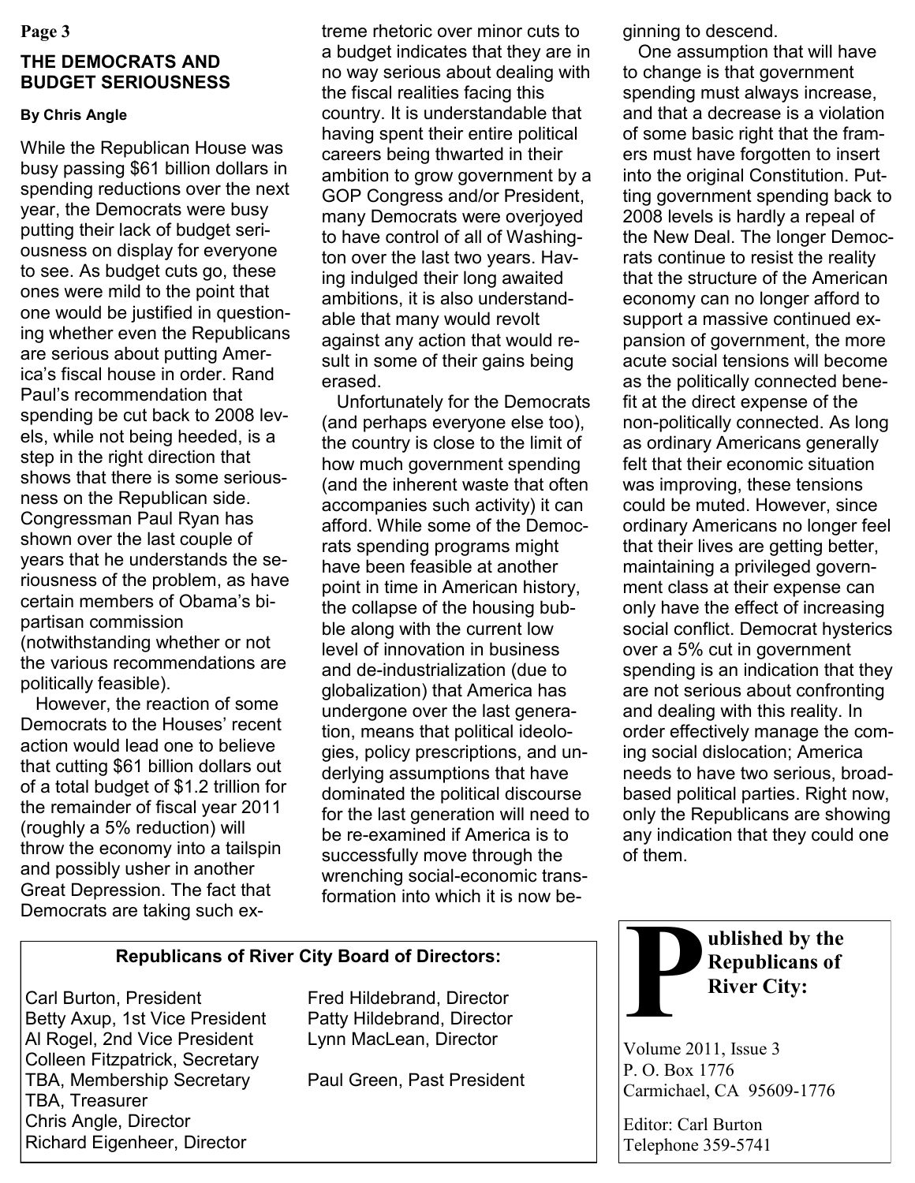## THE DEMOCRATS AND BUDGET SERIOUSNESS

**By Chris Angle**

While the Republican House was busy passing $61 billion dollars in spending reductions over the next year, the Democrats were busy putting their lack of budget seriousness on display for everyone to see. As budget cuts go, these ones were mild to the point that one would be justified in questioning whether even the Republicans are serious about putting America's fiscal house in order. Rand Paul's recommendation that spending be cut back to 2008 levels, while not being heeded, is a step in the right direction that shows that there is some seriousness on the Republican side. Congressman Paul Ryan has shown over the last couple of years that he understands the seriousness of the problem, as have certain members of Obama's bipartisan commission (notwithstanding whether or not the various recommendations are politically feasible).

However, the reaction of some Democrats to the Houses' recent action would lead one to believe that cutting $61 billion dollars out of a total budget of $1.2 trillion for the remainder of fiscal year 2011 (roughly a 5% reduction) will throw the economy into a tailspin and possibly usher in another Great Depression. The fact that Democrats are taking such extreme rhetoric over minor cuts to a budget indicates that they are in no way serious about dealing with the fiscal realities facing this country. It is understandable that having spent their entire political careers being thwarted in their ambition to grow government by a GOP Congress and/or President, many Democrats were overjoyed to have control of all of Washington over the last two years. Having indulged their long awaited ambitions, it is also understandable that many would revolt against any action that would result in some of their gains being erased.

Unfortunately for the Democrats (and perhaps everyone else too), the country is close to the limit of how much government spending (and the inherent waste that often accompanies such activity) it can afford. While some of the Democrats spending programs might have been feasible at another point in time in American history, the collapse of the housing bubble along with the current low level of innovation in business and de-industrialization (due to globalization) that America has undergone over the last generation, means that political ideologies, policy prescriptions, and underlying assumptions that have dominated the political discourse for the last generation will need to be re-examined if America is to successfully move through the wrenching social-economic transformation into which it is now beginning to descend.

One assumption that will have to change is that government spending must always increase, and that a decrease is a violation of some basic right that the framers must have forgotten to insert into the original Constitution. Putting government spending back to 2008 levels is hardly a repeal of the New Deal. The longer Democrats continue to resist the reality that the structure of the American economy can no longer afford to support a massive continued expansion of government, the more acute social tensions will become as the politically connected benefit at the direct expense of the non-politically connected. As long as ordinary Americans generally felt that their economic situation was improving, these tensions could be muted. However, since ordinary Americans no longer feel that their lives are getting better, maintaining a privileged government class at their expense can only have the effect of increasing social conflict. Democrat hysterics over a 5% cut in government spending is an indication that they are not serious about confronting and dealing with this reality. In order effectively manage the coming social dislocation; America needs to have two serious, broad-based political parties. Right now, only the Republicans are showing any indication that they could one of them.

---

**Republicans of River City Board of Directors:**

Carl Burton, President
Betty Axup, 1st Vice President
Al Rogel, 2nd Vice President
Colleen Fitzpatrick, Secretary
TBA, Membership Secretary
TBA, Treasurer
Chris Angle, Director
Richard Eigenheer, Director
Fred Hildebrand, Director
Patty Hildebrand, Director
Lynn MacLean, Director

Paul Green, Past President

---

**Published by the Republicans of River City:**

Volume 2011, Issue 3
P. O. Box 1776
Carmichael, CA 95609-1776

Editor: Carl Burton
Telephone 359-5741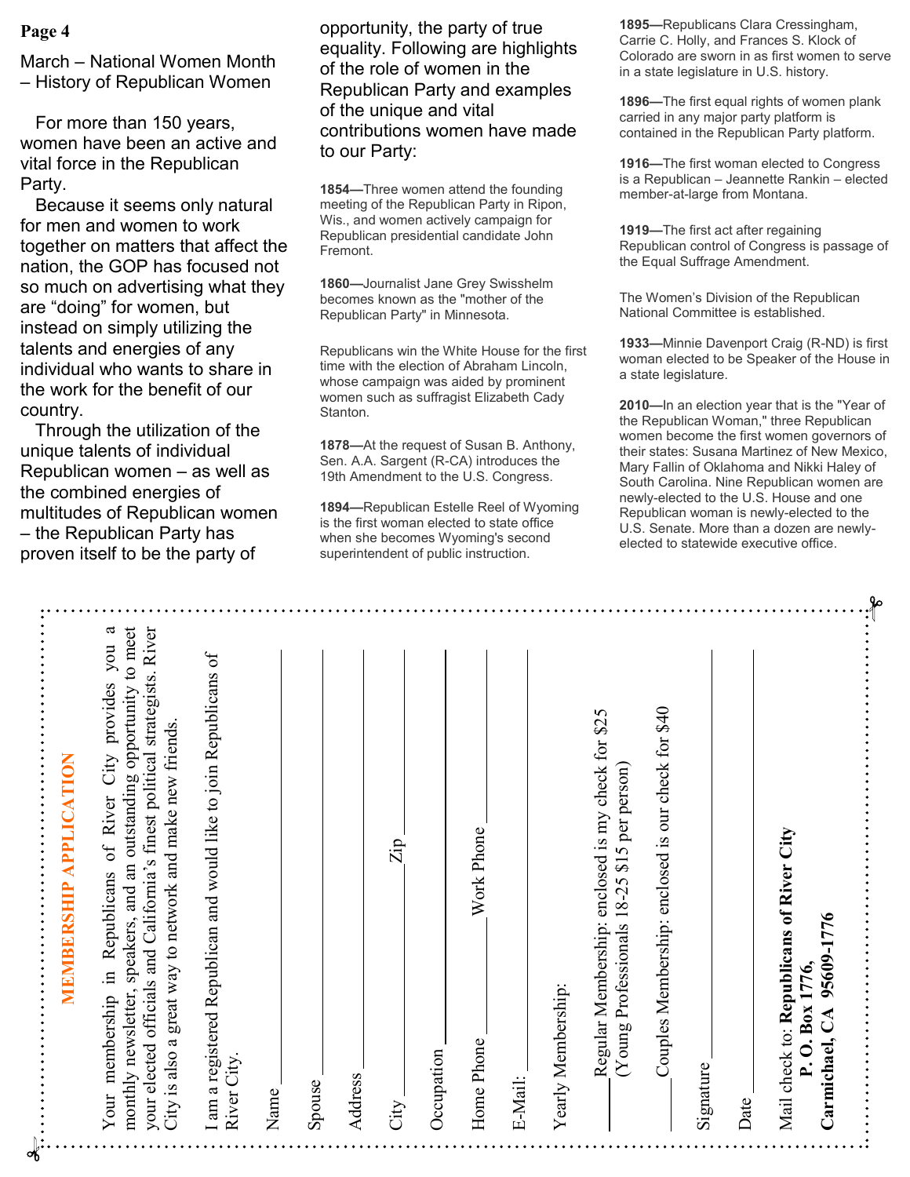March – National Women Month – History of Republican Women

For more than 150 years, women have been an active and vital force in the Republican Party.

Because it seems only natural for men and women to work together on matters that affect the nation, the GOP has focused not so much on advertising what they are “doing” for women, but instead on simply utilizing the talents and energies of any individual who wants to share in the work for the benefit of our country.

Through the utilization of the unique talents of individual Republican women – as well as the combined energies of multitudes of Republican women – the Republican Party has proven itself to be the party of opportunity, the party of true equality. Following are highlights of the role of women in the Republican Party and examples of the unique and vital contributions women have made to our Party:

**1854—**Three women attend the founding meeting of the Republican Party in Ripon, Wis., and women actively campaign for Republican presidential candidate John Fremont.

**1860—**Journalist Jane Grey Swisshelm becomes known as the "mother of the Republican Party" in Minnesota.

Republicans win the White House for the first time with the election of Abraham Lincoln, whose campaign was aided by prominent women such as suffragist Elizabeth Cady Stanton.

**1878—**At the request of Susan B. Anthony, Sen. A.A. Sargent (R-CA) introduces the 19th Amendment to the U.S. Congress.

**1894—**Republican Estelle Reel of Wyoming is the first woman elected to state office when she becomes Wyoming's second superintendent of public instruction.

**1895—**Republicans Clara Cressingham, Carrie C. Holly, and Frances S. Klock of Colorado are sworn in as first women to serve in a state legislature in U.S. history.

**1896—**The first equal rights of women plank carried in any major party platform is contained in the Republican Party platform.

**1916—**The first woman elected to Congress is a Republican – Jeannette Rankin – elected member-at-large from Montana.

**1919—**The first act after regaining Republican control of Congress is passage of the Equal Suffrage Amendment.

The Women’s Division of the Republican National Committee is established.

**1933—**Minnie Davenport Craig (R-ND) is first woman elected to be Speaker of the House in a state legislature.

**2010—**In an election year that is the "Year of the Republican Woman," three Republican women become the first women governors of their states: Susana Martinez of New Mexico, Mary Fallin of Oklahoma and Nikki Haley of South Carolina. Nine Republican women are newly-elected to the U.S. House and one Republican woman is newly-elected to the U.S. Senate. More than a dozen are newly-elected to statewide executive office.

## MEMBERSHIP APPLICATION

Your membership in Republicans of River City provides you a monthly newsletter, speakers, and an outstanding opportunity to meet your elected officials and California’s finest political strategists. River City is also a great way to network and make new friends.

I am a registered Republican and would like to join Republicans of River City.

Name ____________________

Spouse ____________________

Address ____________________

City ____________ Zip ____________

Occupation ____________________

Home Phone ____________ Work Phone ____________

E-Mail: ____________________

Yearly Membership:

____ Regular Membership: enclosed is my check for $25 (Young Professionals 18-25 $15 per person)

____ Couples Membership: enclosed is our check for $40

Signature ____________________

Date ____________________

Mail check to: **Republicans of River City**
**P. O. Box 1776,**
**Carmichael, CA 95609-1776**